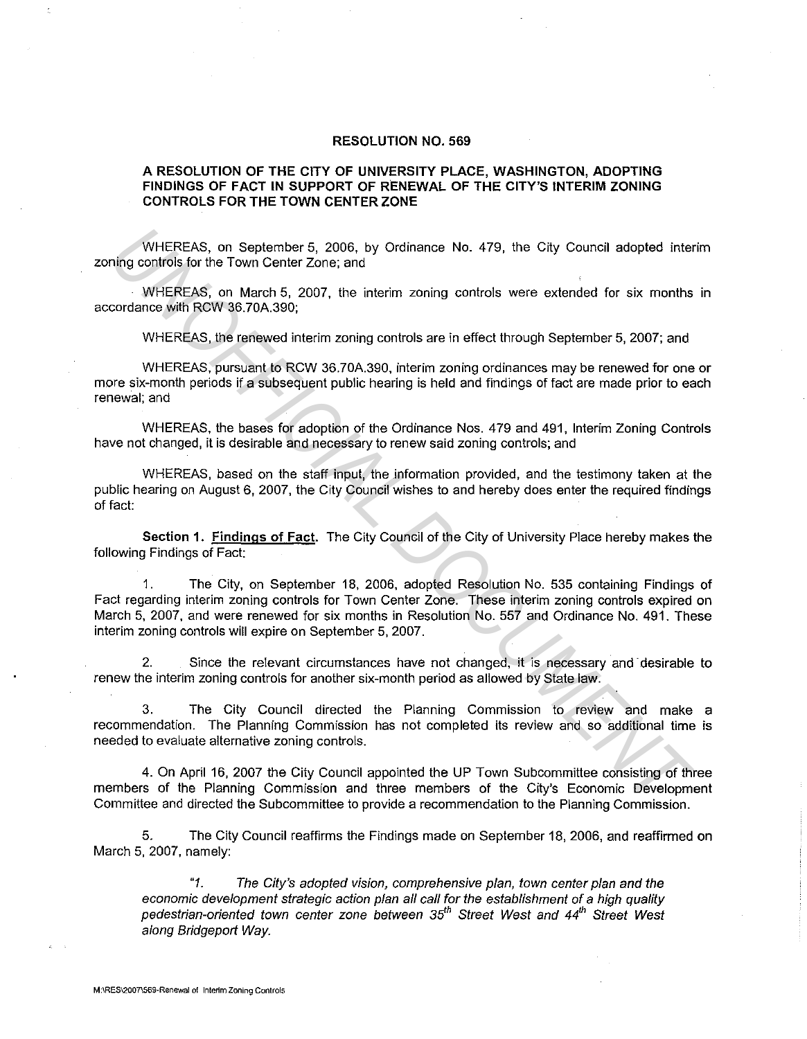**RESOLUTION NO. 569**

**A RESOLUTION OF THE CITY OF UNIVERSITY PLACE, WASHINGTON, ADOPTING FINDINGS OF FACT IN SUPPORT OF RENEWAL OF THE CITY'S INTERIM ZONING CONTROLS FOR THE TOWN CENTER ZONE**

WHEREAS, on September 5, 2006, by Ordinance No. 479, the City Council adopted interim zoning controls for the Town Center Zone; and

WHEREAS, on March 5, 2007, the interim zoning controls were extended for six months in accordance with RCW 36.70A.390;

WHEREAS, the renewed interim zoning controls are in effect through September 5, 2007; and

WHEREAS, pursuant to RCW 36.70A.390, interim zoning ordinances may be renewed for one or more six-month periods if a subsequent public hearing is held and findings of fact are made prior to each renewal; and

WHEREAS, the bases for adoption of the Ordinance Nos. 479 and 491, Interim Zoning Controls have not changed, it is desirable and necessary to renew said zoning controls; and

WHEREAS, based on the staff input, the information provided, and the testimony taken at the public hearing on August 6, 2007, the City Council wishes to and hereby does enter the required findings of fact:

**Section 1. Findings of Fact.** The City Council of the City of University Place hereby makes the following Findings of Fact:

1. The City, on September 18, 2006, adopted Resolution No. 535 containing Findings of Fact regarding interim zoning controls for Town Center Zone. These interim zoning controls expired on March 5, 2007, and were renewed for six months in Resolution No. 557 and Ordinance No. 491. These interim zoning controls will expire on September 5, 2007.

2. Since the relevant circumstances have not changed, it is necessary and desirable to renew the interim zoning controls for another six-month period as allowed by State law.

3. The City Council directed the Planning Commission to review and make a recommendation. The Planning Commission has not completed its review and so additional time is needed to evaluate alternative zoning controls.

4. On April 16, 2007 the City Council appointed the UP Town Subcommittee consisting of three members of the Planning Commission and three members of the City's Economic Development Committee and directed the Subcommittee to provide a recommendation to the Planning Commission.

5. The City Council reaffirms the Findings made on September 18, 2006, and reaffirmed on March 5, 2007, namely:

> *"1. The City's adopted vision, comprehensive plan, town center plan and the economic development strategic action plan all call for the establishment of a high quality pedestrian-oriented town center zone between 35th Street West and 44th Street West along Bridgeport Way.*

M:\RES\2007\569-Renewal of Interim Zoning Controls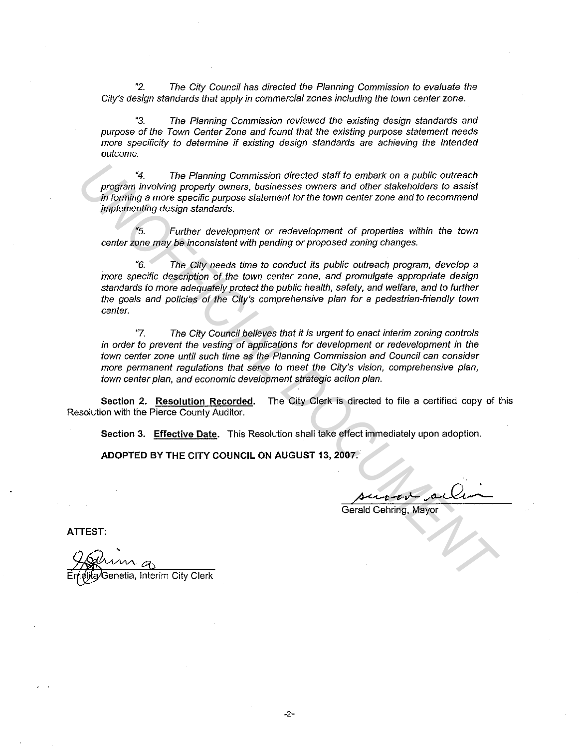*"2. The City Council has directed the Planning Commission to evaluate the City's design standards that apply in commercial zones including the town center zone.*

*"3. The Planning Commission reviewed the existing design standards and purpose of the Town Center Zone and found that the existing purpose statement needs more specificity to determine if existing design standards are achieving the intended outcome.*

*"4. The Planning Commission directed staff to embark on a public outreach program involving property owners, businesses owners and other stakeholders to assist in forming a more specific purpose statement for the town center zone and to recommend implementing design standards.*

*"5. Further development or redevelopment of properties within the town center zone may be inconsistent with pending or proposed zoning changes.*

*"6. The City needs time to conduct its public outreach program, develop a more specific description of the town center zone, and promulgate appropriate design standards to more adequately protect the public health, safety, and welfare, and to further the goals and policies of the City's comprehensive plan for a pedestrian-friendly town center.*

*"7. The City Council believes that it is urgent to enact interim zoning controls in order to prevent the vesting of applications for development or redevelopment in the town center zone until such time as the Planning Commission and Council can consider more permanent regulations that serve to meet the City's vision, comprehensive plan, town center plan, and economic development strategic action plan.*

**Section 2. Resolution Recorded.** The City Clerk is directed to file a certified copy of this Resolution with the Pierce County Auditor.

**Section 3. Effective Date.** This Resolution shall take effect immediately upon adoption.

**ADOPTED BY THE CITY COUNCIL ON AUGUST 13, 2007.**

Gerald Gehring, Mayor

**ATTEST:**

Emelita Genetia, Interim City Clerk